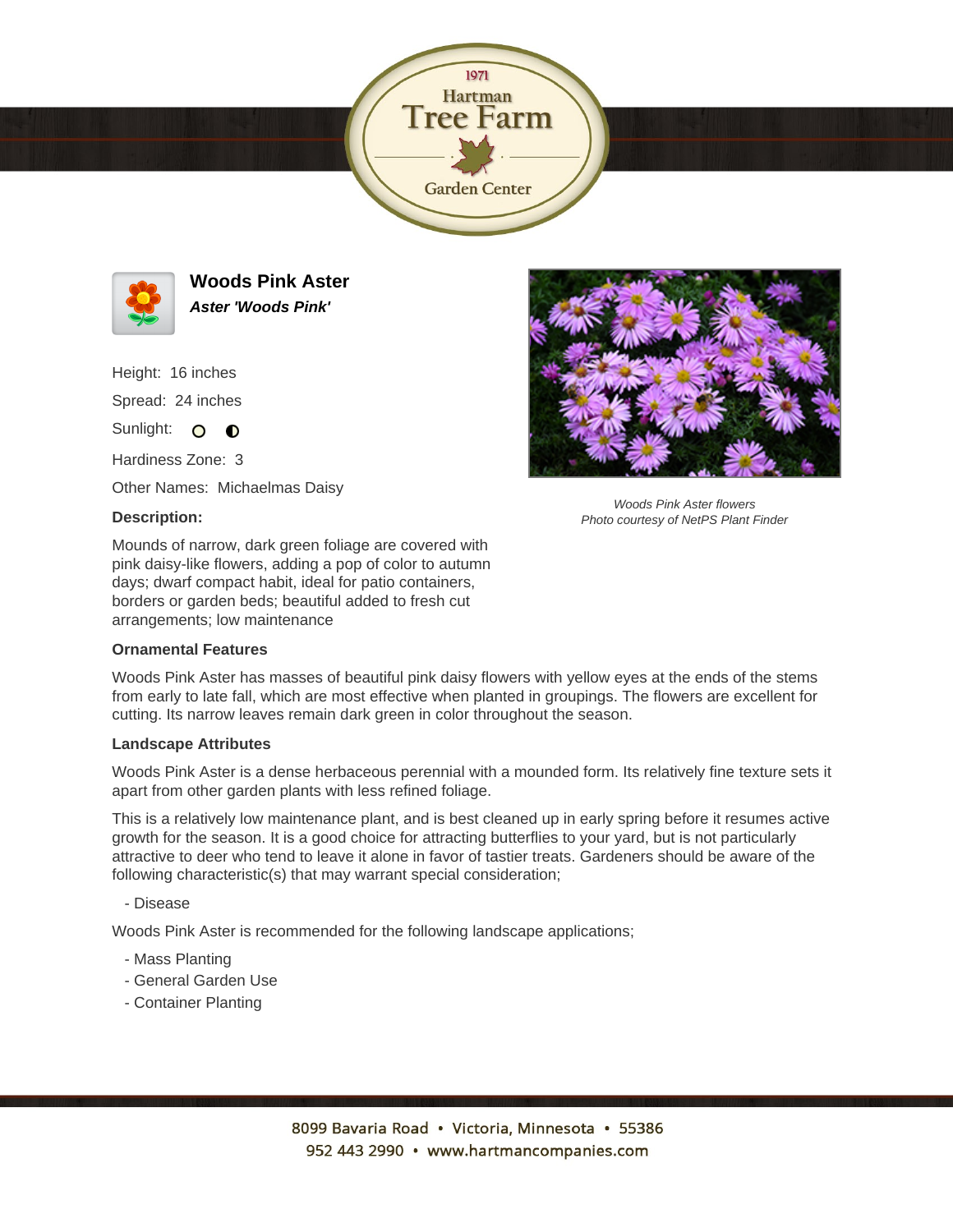# Woods Pink Aster

***Aster 'Woods Pink'***

Height: 16 inches

Spread: 24 inches

Sunlight:

Hardiness Zone: 3

Other Names: Michaelmas Daisy

*Woods Pink Aster flowers*
*Photo courtesy of NetPS Plant Finder*

**Description:**

Mounds of narrow, dark green foliage are covered with pink daisy-like flowers, adding a pop of color to autumn days; dwarf compact habit, ideal for patio containers, borders or garden beds; beautiful added to fresh cut arrangements; low maintenance

**Ornamental Features**

Woods Pink Aster has masses of beautiful pink daisy flowers with yellow eyes at the ends of the stems from early to late fall, which are most effective when planted in groupings. The flowers are excellent for cutting. Its narrow leaves remain dark green in color throughout the season.

**Landscape Attributes**

Woods Pink Aster is a dense herbaceous perennial with a mounded form. Its relatively fine texture sets it apart from other garden plants with less refined foliage.

This is a relatively low maintenance plant, and is best cleaned up in early spring before it resumes active growth for the season. It is a good choice for attracting butterflies to your yard, but is not particularly attractive to deer who tend to leave it alone in favor of tastier treats. Gardeners should be aware of the following characteristic(s) that may warrant special consideration;

- Disease

Woods Pink Aster is recommended for the following landscape applications;

- Mass Planting
- General Garden Use
- Container Planting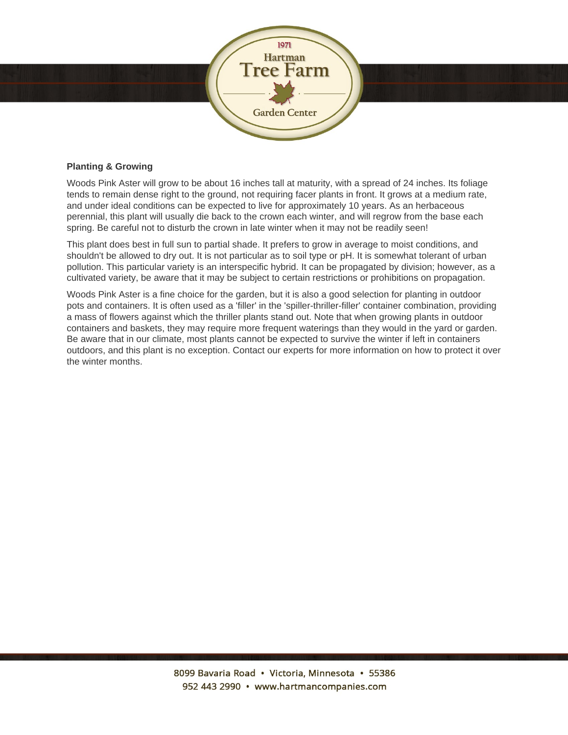## Planting & Growing

Woods Pink Aster will grow to be about 16 inches tall at maturity, with a spread of 24 inches. Its foliage tends to remain dense right to the ground, not requiring facer plants in front. It grows at a medium rate, and under ideal conditions can be expected to live for approximately 10 years. As an herbaceous perennial, this plant will usually die back to the crown each winter, and will regrow from the base each spring. Be careful not to disturb the crown in late winter when it may not be readily seen!

This plant does best in full sun to partial shade. It prefers to grow in average to moist conditions, and shouldn't be allowed to dry out. It is not particular as to soil type or pH. It is somewhat tolerant of urban pollution. This particular variety is an interspecific hybrid. It can be propagated by division; however, as a cultivated variety, be aware that it may be subject to certain restrictions or prohibitions on propagation.

Woods Pink Aster is a fine choice for the garden, but it is also a good selection for planting in outdoor pots and containers. It is often used as a 'filler' in the 'spiller-thriller-filler' container combination, providing a mass of flowers against which the thriller plants stand out. Note that when growing plants in outdoor containers and baskets, they may require more frequent waterings than they would in the yard or garden. Be aware that in our climate, most plants cannot be expected to survive the winter if left in containers outdoors, and this plant is no exception. Contact our experts for more information on how to protect it over the winter months.